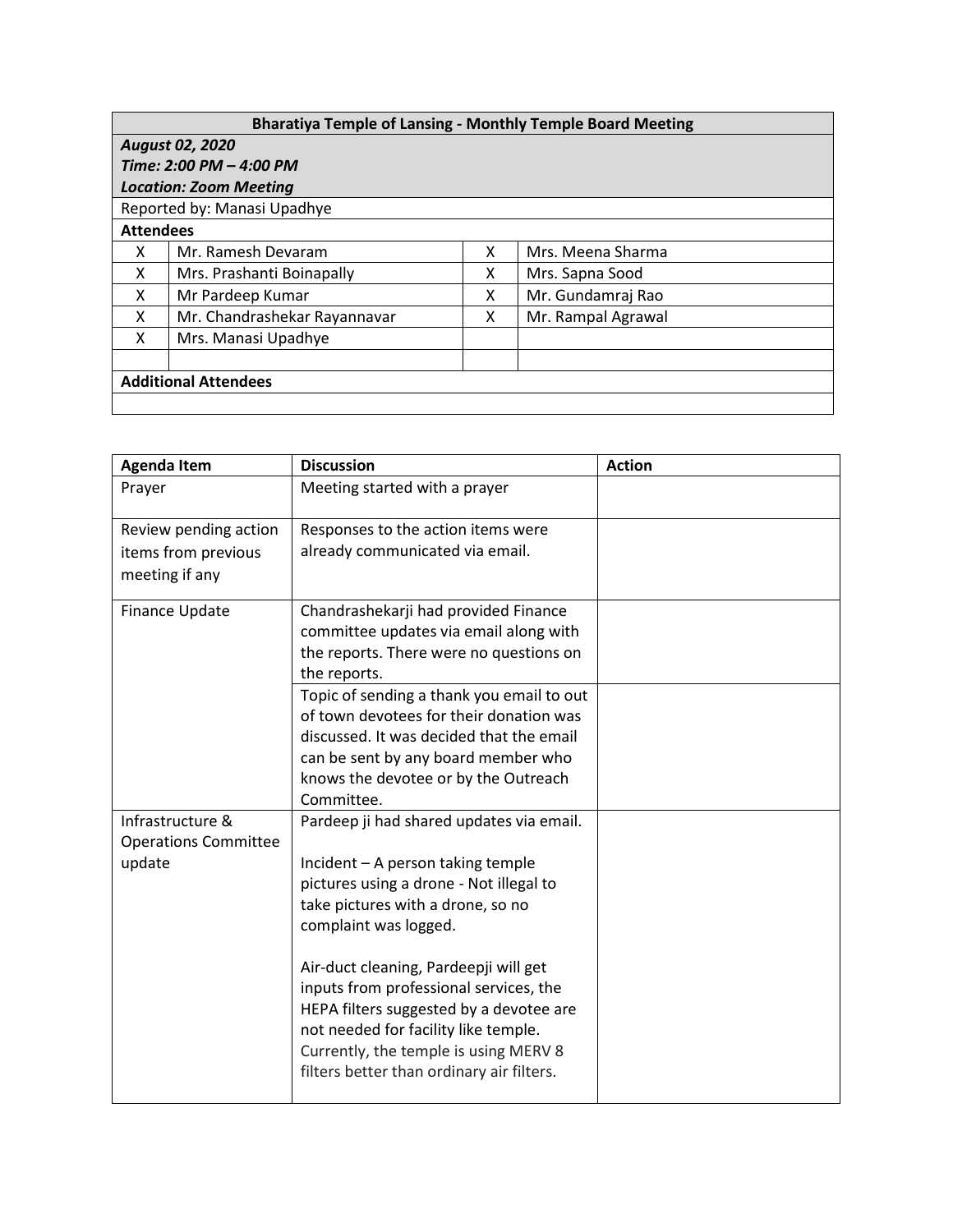| Bharatiya Temple of Lansing - Monthly Temple Board Meeting | | | |
|---|---|---|---|
| ***August 02, 2020*** <br> ***Time: 2:00 PM – 4:00 PM*** <br> ***Location: Zoom Meeting*** | | | |
| Reported by: Manasi Upadhye | | | |
| **Attendees** | | | |
| X | Mr. Ramesh Devaram | X | Mrs. Meena Sharma |
| X | Mrs. Prashanti Boinapally | X | Mrs. Sapna Sood |
| X | Mr Pardeep Kumar | X | Mr. Gundamraj Rao |
| X | Mr. Chandrashekar Rayannavar | X | Mr. Rampal Agrawal |
| X | Mrs. Manasi Upadhye | | |
| | | | |
| **Additional Attendees** | | | |
| | | | |

| Agenda Item | Discussion | Action |
|---|---|---|
| Prayer | Meeting started with a prayer | |
| Review pending action items from previous meeting if any | Responses to the action items were already communicated via email. | |
| Finance Update | Chandrashekarji had provided Finance committee updates via email along with the reports. There were no questions on the reports. | |
| | Topic of sending a thank you email to out of town devotees for their donation was discussed. It was decided that the email can be sent by any board member who knows the devotee or by the Outreach Committee. | |
| Infrastructure & Operations Committee update | Pardeep ji had shared updates via email. <br><br> Incident – A person taking temple pictures using a drone - Not illegal to take pictures with a drone, so no complaint was logged. <br><br> Air-duct cleaning, Pardeepji will get inputs from professional services, the HEPA filters suggested by a devotee are not needed for facility like temple. Currently, the temple is using MERV 8 filters better than ordinary air filters. | |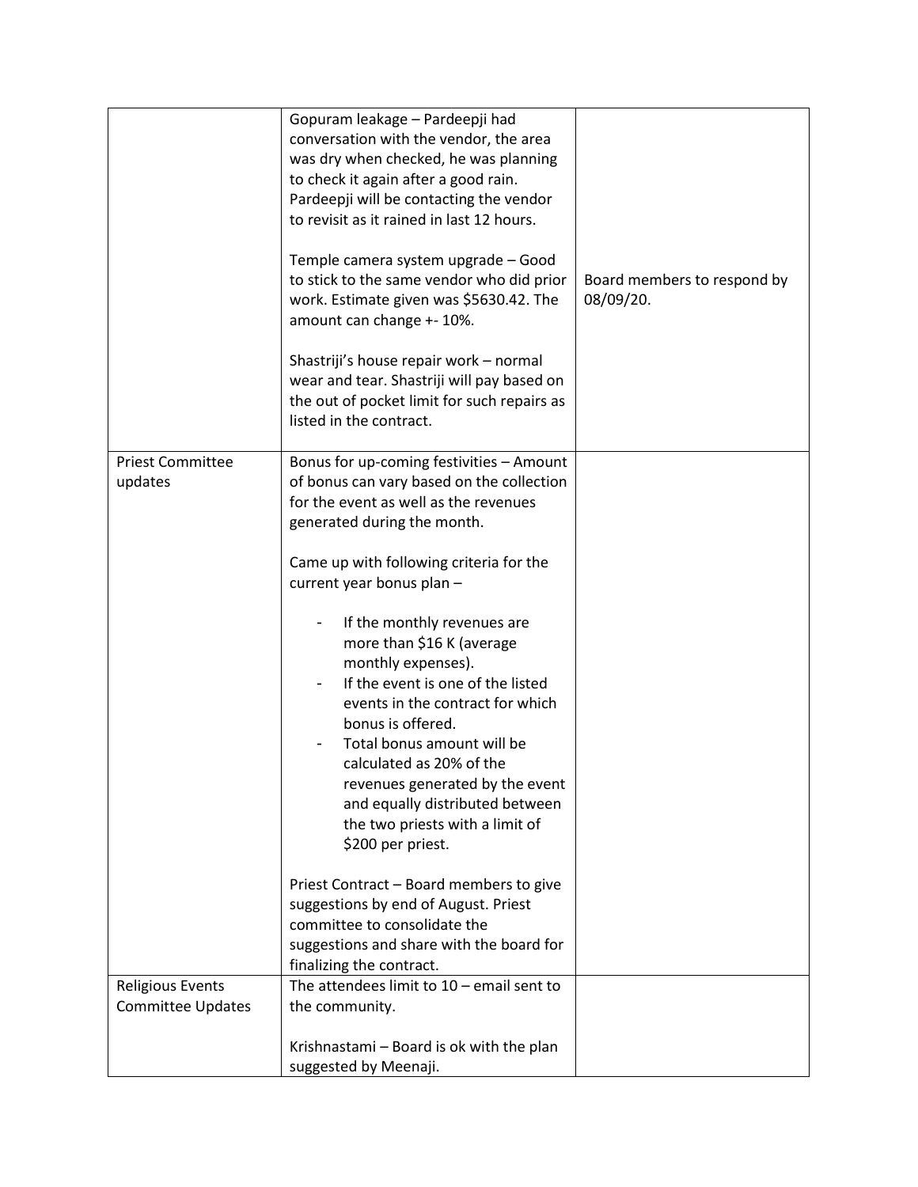| | | |
|---|---|---|
| | Gopuram leakage – Pardeepji had conversation with the vendor, the area was dry when checked, he was planning to check it again after a good rain. Pardeepji will be contacting the vendor to revisit as it rained in last 12 hours.<br><br>Temple camera system upgrade – Good to stick to the same vendor who did prior work. Estimate given was $5630.42. The amount can change +- 10%.<br><br>Shastriji's house repair work – normal wear and tear. Shastriji will pay based on the out of pocket limit for such repairs as listed in the contract. | Board members to respond by 08/09/20. |
| Priest Committee updates | Bonus for up-coming festivities – Amount of bonus can vary based on the collection for the event as well as the revenues generated during the month.<br><br>Came up with following criteria for the current year bonus plan –<br><br>- If the monthly revenues are more than $16 K (average monthly expenses).<br>- If the event is one of the listed events in the contract for which bonus is offered.<br>- Total bonus amount will be calculated as 20% of the revenues generated by the event and equally distributed between the two priests with a limit of $200 per priest.<br><br>Priest Contract – Board members to give suggestions by end of August. Priest committee to consolidate the suggestions and share with the board for finalizing the contract. | |
| Religious Events Committee Updates | The attendees limit to 10 – email sent to the community.<br><br>Krishnastami – Board is ok with the plan suggested by Meenaji. | |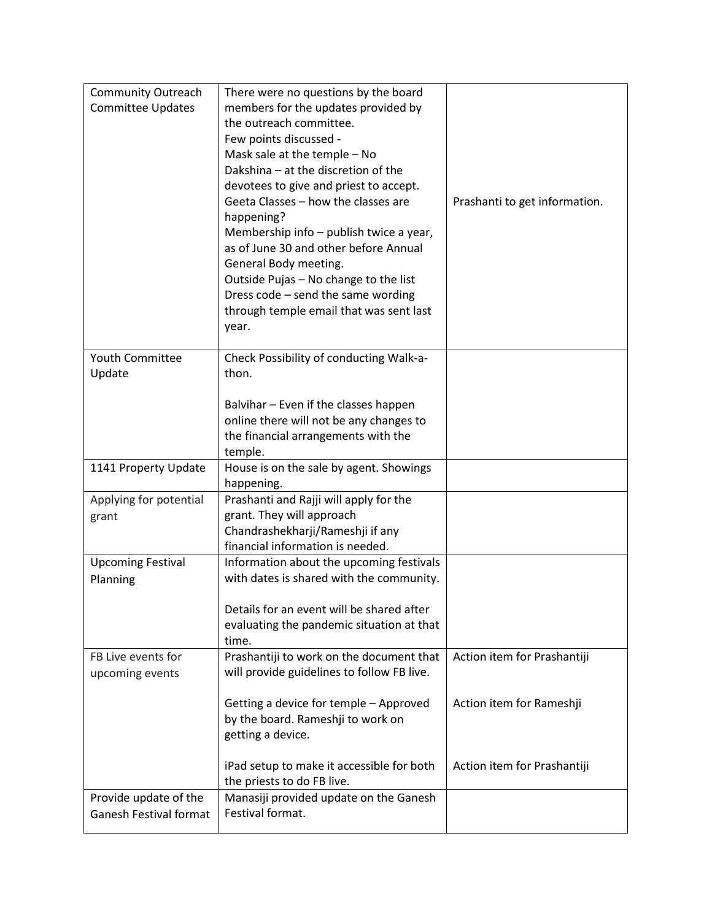| Community Outreach Committee Updates | There were no questions by the board members for the updates provided by the outreach committee.<br>Few points discussed -<br>Mask sale at the temple – No<br>Dakshina – at the discretion of the devotees to give and priest to accept.<br>Geeta Classes – how the classes are happening?<br>Membership info – publish twice a year, as of June 30 and other before Annual General Body meeting.<br>Outside Pujas – No change to the list<br>Dress code – send the same wording through temple email that was sent last year. | Prashanti to get information. |
|---|---|---|
| Youth Committee Update | Check Possibility of conducting Walk-a-thon.<br><br>Balvihar – Even if the classes happen online there will not be any changes to the financial arrangements with the temple. | |
| 1141 Property Update | House is on the sale by agent. Showings happening. | |
| Applying for potential grant | Prashanti and Rajji will apply for the grant. They will approach Chandrashekharji/Rameshji if any financial information is needed. | |
| Upcoming Festival Planning | Information about the upcoming festivals with dates is shared with the community.<br><br>Details for an event will be shared after evaluating the pandemic situation at that time. | |
| FB Live events for upcoming events | Prashantiji to work on the document that will provide guidelines to follow FB live.<br><br>Getting a device for temple – Approved by the board. Rameshji to work on getting a device.<br><br>iPad setup to make it accessible for both the priests to do FB live. | Action item for Prashantiji<br><br>Action item for Rameshji<br><br>Action item for Prashantiji |
| Provide update of the Ganesh Festival format | Manasiji provided update on the Ganesh Festival format. | |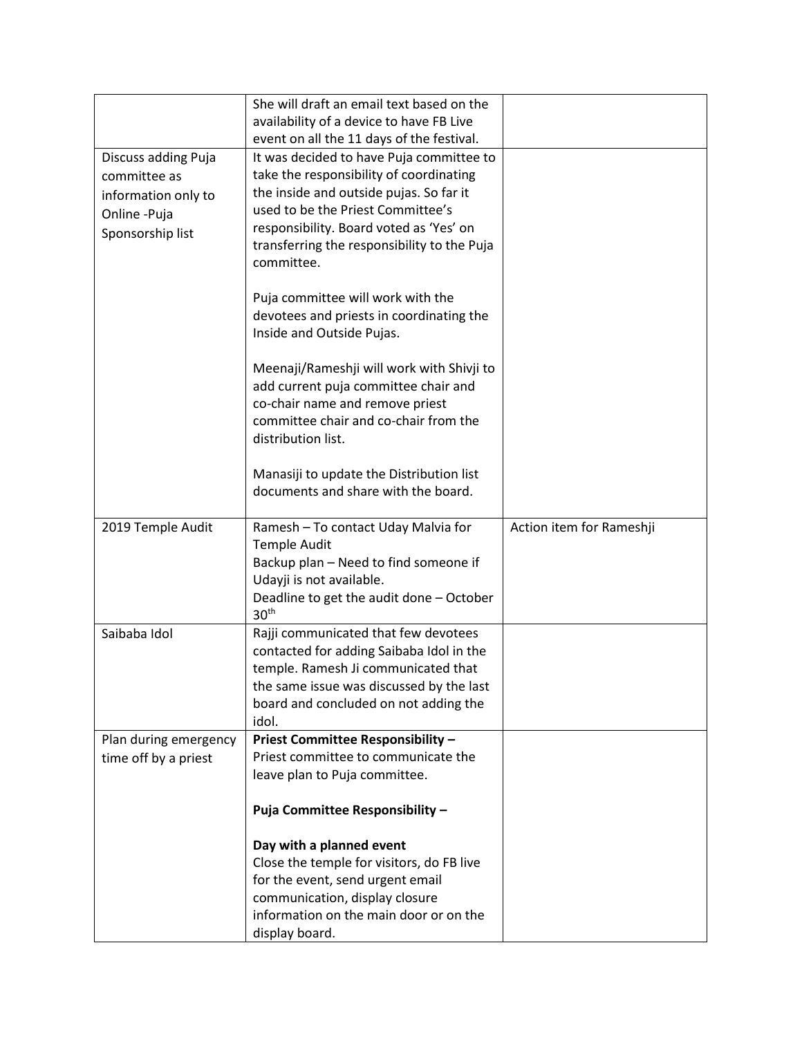|  |  |  |
|---|---|---|
|  | She will draft an email text based on the availability of a device to have FB Live event on all the 11 days of the festival. |  |
| Discuss adding Puja committee as information only to Online -Puja Sponsorship list | It was decided to have Puja committee to take the responsibility of coordinating the inside and outside pujas. So far it used to be the Priest Committee's responsibility. Board voted as 'Yes' on transferring the responsibility to the Puja committee.<br><br>Puja committee will work with the devotees and priests in coordinating the Inside and Outside Pujas.<br><br>Meenaji/Rameshji will work with Shivji to add current puja committee chair and co-chair name and remove priest committee chair and co-chair from the distribution list.<br><br>Manasiji to update the Distribution list documents and share with the board. |  |
| 2019 Temple Audit | Ramesh – To contact Uday Malvia for Temple Audit<br>Backup plan – Need to find someone if Udayji is not available.<br>Deadline to get the audit done – October 30th | Action item for Rameshji |
| Saibaba Idol | Rajji communicated that few devotees contacted for adding Saibaba Idol in the temple. Ramesh Ji communicated that the same issue was discussed by the last board and concluded on not adding the idol. |  |
| Plan during emergency time off by a priest | **Priest Committee Responsibility –**<br>Priest committee to communicate the leave plan to Puja committee.<br><br>**Puja Committee Responsibility –**<br><br>**Day with a planned event**<br>Close the temple for visitors, do FB live for the event, send urgent email communication, display closure information on the main door or on the display board. |  |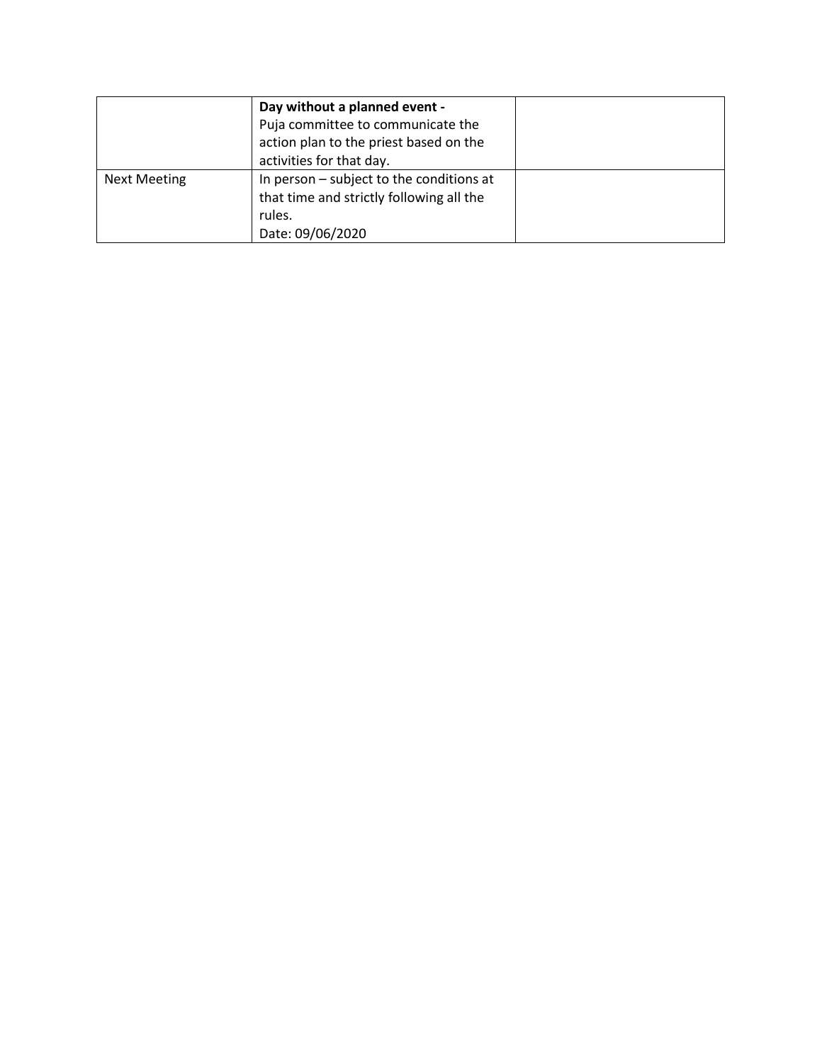| | | |
|---|---|---|
| | **Day without a planned event -**<br>Puja committee to communicate the action plan to the priest based on the activities for that day. | |
| Next Meeting | In person – subject to the conditions at that time and strictly following all the rules.<br>Date: 09/06/2020 | |